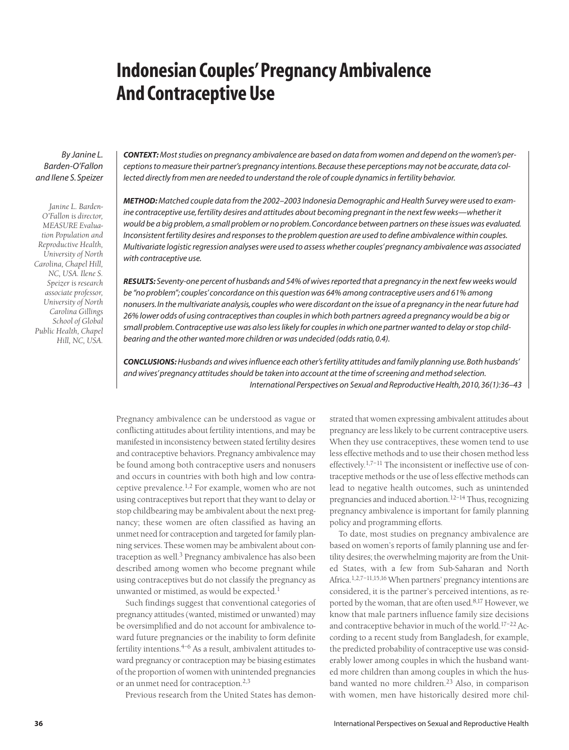# Indonesian Couples' Pregnancy Ambivalence And Contraceptive Use

*By Janine L. Barden-O'Fallon and Ilene S. Speizer*

*Janine L. Barden-O'Fallon is director, MEASURE Evaluation Population and Reproductive Health, University of North Carolina, Chapel Hill, NC, USA. Ilene S. Speizer is research associate professor, University of North Carolina Gillings School of Global Public Health, Chapel Hill, NC, USA.*

***CONTEXT:*** *Most studies on pregnancy ambivalence are based on data from women and depend on the women's perceptions to measure their partner's pregnancy intentions. Because these perceptions may not be accurate, data collected directly from men are needed to understand the role of couple dynamics in fertility behavior.*

***METHOD:*** *Matched couple data from the 2002–2003 Indonesia Demographic and Health Survey were used to examine contraceptive use, fertility desires and attitudes about becoming pregnant in the next few weeks—whether it would be a big problem, a small problem or no problem. Concordance between partners on these issues was evaluated. Inconsistent fertility desires and responses to the problem question are used to define ambivalence within couples. Multivariate logistic regression analyses were used to assess whether couples' pregnancy ambivalence was associated with contraceptive use.*

***RESULTS:*** *Seventy-one percent of husbands and 54% of wives reported that a pregnancy in the next few weeks would be "no problem"; couples' concordance on this question was 64% among contraceptive users and 61% among nonusers. In the multivariate analysis, couples who were discordant on the issue of a pregnancy in the near future had 26% lower odds of using contraceptives than couples in which both partners agreed a pregnancy would be a big or small problem. Contraceptive use was also less likely for couples in which one partner wanted to delay or stop childbearing and the other wanted more children or was undecided (odds ratio, 0.4).*

***CONCLUSIONS:*** *Husbands and wives influence each other's fertility attitudes and family planning use. Both husbands' and wives' pregnancy attitudes should be taken into account at the time of screening and method selection.*

*International Perspectives on Sexual and Reproductive Health, 2010, 36(1):36–43*

Pregnancy ambivalence can be understood as vague or conflicting attitudes about fertility intentions, and may be manifested in inconsistency between stated fertility desires and contraceptive behaviors. Pregnancy ambivalence may be found among both contraceptive users and nonusers and occurs in countries with both high and low contraceptive prevalence.[1,2] For example, women who are not using contraceptives but report that they want to delay or stop childbearing may be ambivalent about the next pregnancy; these women are often classified as having an unmet need for contraception and targeted for family planning services. These women may be ambivalent about contraception as well.[3] Pregnancy ambivalence has also been described among women who become pregnant while using contraceptives but do not classify the pregnancy as unwanted or mistimed, as would be expected.[1]

Such findings suggest that conventional categories of pregnancy attitudes (wanted, mistimed or unwanted) may be oversimplified and do not account for ambivalence toward future pregnancies or the inability to form definite fertility intentions.[4–6] As a result, ambivalent attitudes toward pregnancy or contraception may be biasing estimates of the proportion of women with unintended pregnancies or an unmet need for contraception.[2,3]

Previous research from the United States has demonstrated that women expressing ambivalent attitudes about pregnancy are less likely to be current contraceptive users. When they use contraceptives, these women tend to use less effective methods and to use their chosen method less effectively.[1,7–11] The inconsistent or ineffective use of contraceptive methods or the use of less effective methods can lead to negative health outcomes, such as unintended pregnancies and induced abortion.[12–14] Thus, recognizing pregnancy ambivalence is important for family planning policy and programming efforts.

To date, most studies on pregnancy ambivalence are based on women's reports of family planning use and fertility desires; the overwhelming majority are from the United States, with a few from Sub-Saharan and North Africa.[1,2,7–11,15,16] When partners' pregnancy intentions are considered, it is the partner's perceived intentions, as reported by the woman, that are often used.[8,17] However, we know that male partners influence family size decisions and contraceptive behavior in much of the world.[17–22] According to a recent study from Bangladesh, for example, the predicted probability of contraceptive use was considerably lower among couples in which the husband wanted more children than among couples in which the husband wanted no more children.[23] Also, in comparison with women, men have historically desired more chil-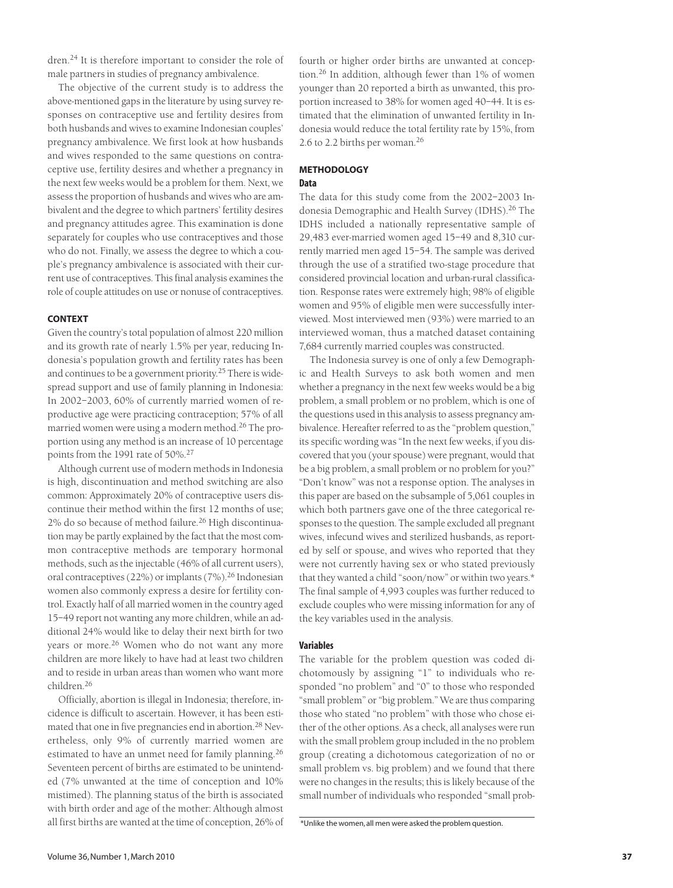dren.[24] It is therefore important to consider the role of male partners in studies of pregnancy ambivalence.

The objective of the current study is to address the above-mentioned gaps in the literature by using survey responses on contraceptive use and fertility desires from both husbands and wives to examine Indonesian couples' pregnancy ambivalence. We first look at how husbands and wives responded to the same questions on contraceptive use, fertility desires and whether a pregnancy in the next few weeks would be a problem for them. Next, we assess the proportion of husbands and wives who are ambivalent and the degree to which partners' fertility desires and pregnancy attitudes agree. This examination is done separately for couples who use contraceptives and those who do not. Finally, we assess the degree to which a couple's pregnancy ambivalence is associated with their current use of contraceptives. This final analysis examines the role of couple attitudes on use or nonuse of contraceptives.

## CONTEXT

Given the country's total population of almost 220 million and its growth rate of nearly 1.5% per year, reducing Indonesia's population growth and fertility rates has been and continues to be a government priority.[25] There is widespread support and use of family planning in Indonesia: In 2002–2003, 60% of currently married women of reproductive age were practicing contraception; 57% of all married women were using a modern method.[26] The proportion using any method is an increase of 10 percentage points from the 1991 rate of 50%.[27]

Although current use of modern methods in Indonesia is high, discontinuation and method switching are also common: Approximately 20% of contraceptive users discontinue their method within the first 12 months of use; 2% do so because of method failure.[26] High discontinuation may be partly explained by the fact that the most common contraceptive methods are temporary hormonal methods, such as the injectable (46% of all current users), oral contraceptives (22%) or implants (7%).[26] Indonesian women also commonly express a desire for fertility control. Exactly half of all married women in the country aged 15–49 report not wanting any more children, while an additional 24% would like to delay their next birth for two years or more.[26] Women who do not want any more children are more likely to have had at least two children and to reside in urban areas than women who want more children.[26]

Officially, abortion is illegal in Indonesia; therefore, incidence is difficult to ascertain. However, it has been estimated that one in five pregnancies end in abortion.[28] Nevertheless, only 9% of currently married women are estimated to have an unmet need for family planning.[26] Seventeen percent of births are estimated to be unintended (7% unwanted at the time of conception and 10% mistimed). The planning status of the birth is associated with birth order and age of the mother: Although almost all first births are wanted at the time of conception, 26% of fourth or higher order births are unwanted at conception.[26] In addition, although fewer than 1% of women younger than 20 reported a birth as unwanted, this proportion increased to 38% for women aged 40–44. It is estimated that the elimination of unwanted fertility in Indonesia would reduce the total fertility rate by 15%, from 2.6 to 2.2 births per woman.[26]

## METHODOLOGY

### Data

The data for this study come from the 2002–2003 Indonesia Demographic and Health Survey (IDHS).[26] The IDHS included a nationally representative sample of 29,483 ever-married women aged 15–49 and 8,310 currently married men aged 15–54. The sample was derived through the use of a stratified two-stage procedure that considered provincial location and urban-rural classification. Response rates were extremely high; 98% of eligible women and 95% of eligible men were successfully interviewed. Most interviewed men (93%) were married to an interviewed woman, thus a matched dataset containing 7,684 currently married couples was constructed.

The Indonesia survey is one of only a few Demographic and Health Surveys to ask both women and men whether a pregnancy in the next few weeks would be a big problem, a small problem or no problem, which is one of the questions used in this analysis to assess pregnancy ambivalence. Hereafter referred to as the "problem question," its specific wording was "In the next few weeks, if you discovered that you (your spouse) were pregnant, would that be a big problem, a small problem or no problem for you?" "Don't know" was not a response option. The analyses in this paper are based on the subsample of 5,061 couples in which both partners gave one of the three categorical responses to the question. The sample excluded all pregnant wives, infecund wives and sterilized husbands, as reported by self or spouse, and wives who reported that they were not currently having sex or who stated previously that they wanted a child "soon/now" or within two years.* The final sample of 4,993 couples was further reduced to exclude couples who were missing information for any of the key variables used in the analysis.

### Variables

The variable for the problem question was coded dichotomously by assigning "1" to individuals who responded "no problem" and "0" to those who responded "small problem" or "big problem." We are thus comparing those who stated "no problem" with those who chose either of the other options. As a check, all analyses were run with the small problem group included in the no problem group (creating a dichotomous categorization of no or small problem vs. big problem) and we found that there were no changes in the results; this is likely because of the small number of individuals who responded "small prob-

*Unlike the women, all men were asked the problem question.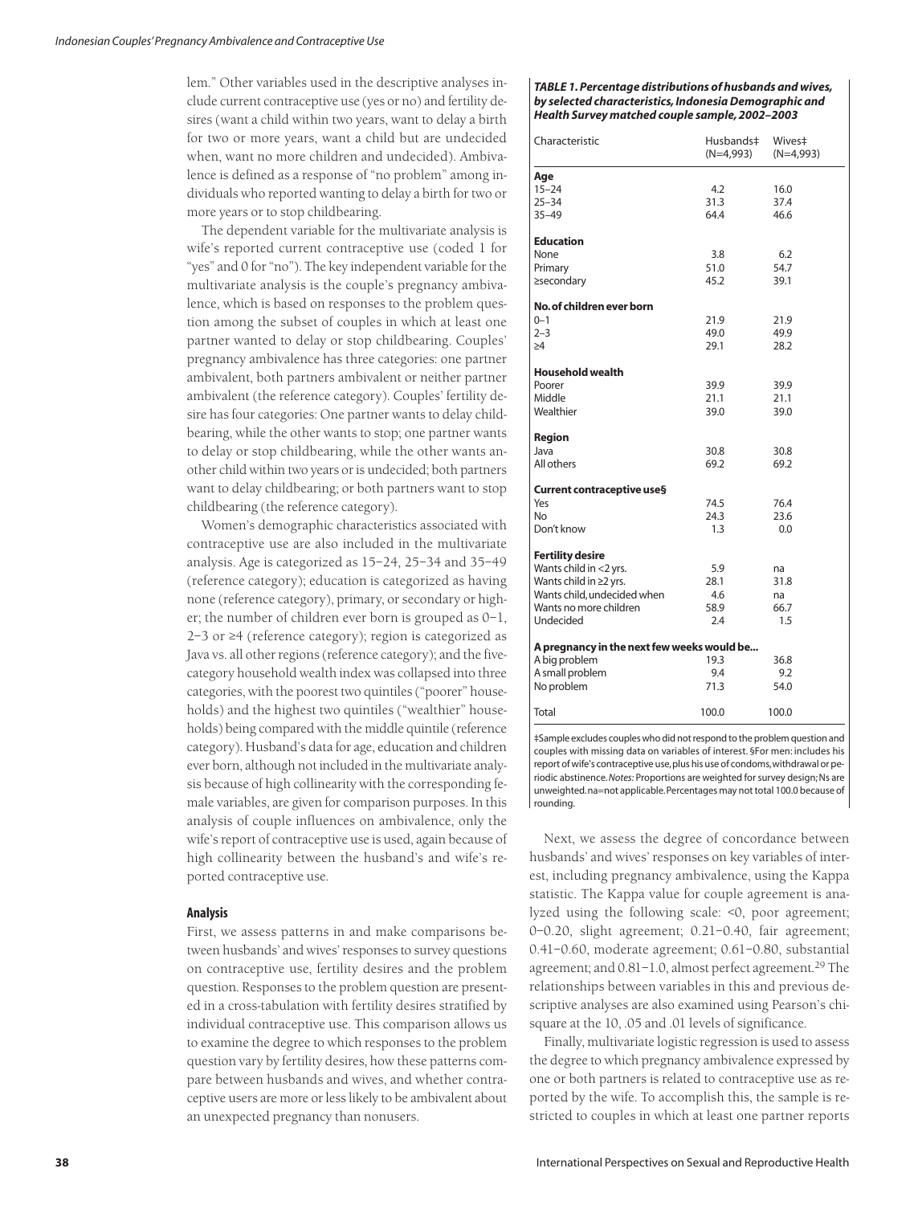lem." Other variables used in the descriptive analyses include current contraceptive use (yes or no) and fertility desires (want a child within two years, want to delay a birth for two or more years, want a child but are undecided when, want no more children and undecided). Ambivalence is defined as a response of "no problem" among individuals who reported wanting to delay a birth for two or more years or to stop childbearing.

The dependent variable for the multivariate analysis is wife's reported current contraceptive use (coded 1 for "yes" and 0 for "no"). The key independent variable for the multivariate analysis is the couple's pregnancy ambivalence, which is based on responses to the problem question among the subset of couples in which at least one partner wanted to delay or stop childbearing. Couples' pregnancy ambivalence has three categories: one partner ambivalent, both partners ambivalent or neither partner ambivalent (the reference category). Couples' fertility desire has four categories: One partner wants to delay childbearing, while the other wants to stop; one partner wants to delay or stop childbearing, while the other wants another child within two years or is undecided; both partners want to delay childbearing; or both partners want to stop childbearing (the reference category).

Women's demographic characteristics associated with contraceptive use are also included in the multivariate analysis. Age is categorized as 15–24, 25–34 and 35–49 (reference category); education is categorized as having none (reference category), primary, or secondary or higher; the number of children ever born is grouped as 0–1, 2–3 or ≥4 (reference category); region is categorized as Java vs. all other regions (reference category); and the five-category household wealth index was collapsed into three categories, with the poorest two quintiles ("poorer" households) and the highest two quintiles ("wealthier" households) being compared with the middle quintile (reference category). Husband's data for age, education and children ever born, although not included in the multivariate analysis because of high collinearity with the corresponding female variables, are given for comparison purposes. In this analysis of couple influences on ambivalence, only the wife's report of contraceptive use is used, again because of high collinearity between the husband's and wife's reported contraceptive use.

### Analysis

First, we assess patterns in and make comparisons between husbands' and wives' responses to survey questions on contraceptive use, fertility desires and the problem question. Responses to the problem question are presented in a cross-tabulation with fertility desires stratified by individual contraceptive use. This comparison allows us to examine the degree to which responses to the problem question vary by fertility desires, how these patterns compare between husbands and wives, and whether contraceptive users are more or less likely to be ambivalent about an unexpected pregnancy than nonusers.

***TABLE 1. Percentage distributions of husbands and wives, by selected characteristics, Indonesia Demographic and Health Survey matched couple sample, 2002–2003***

| Characteristic | Husbands‡ (N=4,993) | Wives‡ (N=4,993) |
|---|---|---|
| **Age** | | |
| 15–24 | 4.2 | 16.0 |
| 25–34 | 31.3 | 37.4 |
| 35–49 | 64.4 | 46.6 |
| **Education** | | |
| None | 3.8 | 6.2 |
| Primary | 51.0 | 54.7 |
| ≥secondary | 45.2 | 39.1 |
| **No. of children ever born** | | |
| 0–1 | 21.9 | 21.9 |
| 2–3 | 49.0 | 49.9 |
| ≥4 | 29.1 | 28.2 |
| **Household wealth** | | |
| Poorer | 39.9 | 39.9 |
| Middle | 21.1 | 21.1 |
| Wealthier | 39.0 | 39.0 |
| **Region** | | |
| Java | 30.8 | 30.8 |
| All others | 69.2 | 69.2 |
| **Current contraceptive use§** | | |
| Yes | 74.5 | 76.4 |
| No | 24.3 | 23.6 |
| Don't know | 1.3 | 0.0 |
| **Fertility desire** | | |
| Wants child in <2 yrs. | 5.9 | na |
| Wants child in ≥2 yrs. | 28.1 | 31.8 |
| Wants child, undecided when | 4.6 | na |
| Wants no more children | 58.9 | 66.7 |
| Undecided | 2.4 | 1.5 |
| **A pregnancy in the next few weeks would be...** | | |
| A big problem | 19.3 | 36.8 |
| A small problem | 9.4 | 9.2 |
| No problem | 71.3 | 54.0 |
| Total | 100.0 | 100.0 |

‡Sample excludes couples who did not respond to the problem question and couples with missing data on variables of interest. §For men: includes his report of wife's contraceptive use, plus his use of condoms, withdrawal or periodic abstinence. *Notes:* Proportions are weighted for survey design; Ns are unweighted. na=not applicable. Percentages may not total 100.0 because of rounding.

Next, we assess the degree of concordance between husbands' and wives' responses on key variables of interest, including pregnancy ambivalence, using the Kappa statistic. The Kappa value for couple agreement is analyzed using the following scale: <0, poor agreement; 0–0.20, slight agreement; 0.21–0.40, fair agreement; 0.41–0.60, moderate agreement; 0.61–0.80, substantial agreement; and 0.81–1.0, almost perfect agreement.[29] The relationships between variables in this and previous descriptive analyses are also examined using Pearson's chi-square at the .10, .05 and .01 levels of significance.

Finally, multivariate logistic regression is used to assess the degree to which pregnancy ambivalence expressed by one or both partners is related to contraceptive use as reported by the wife. To accomplish this, the sample is restricted to couples in which at least one partner reports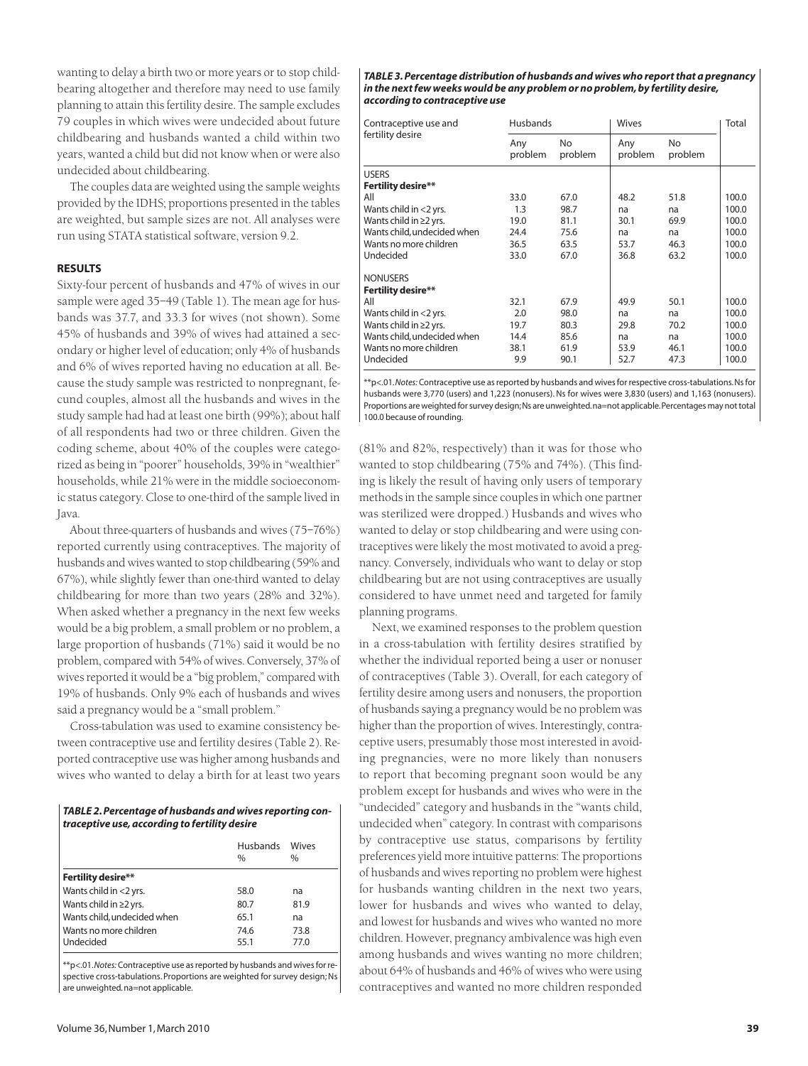wanting to delay a birth two or more years or to stop childbearing altogether and therefore may need to use family planning to attain this fertility desire. The sample excludes 79 couples in which wives were undecided about future childbearing and husbands wanted a child within two years, wanted a child but did not know when or were also undecided about childbearing.

The couples data are weighted using the sample weights provided by the IDHS; proportions presented in the tables are weighted, but sample sizes are not. All analyses were run using STATA statistical software, version 9.2.

## RESULTS

Sixty-four percent of husbands and 47% of wives in our sample were aged 35–49 (Table 1). The mean age for husbands was 37.7, and 33.3 for wives (not shown). Some 45% of husbands and 39% of wives had attained a secondary or higher level of education; only 4% of husbands and 6% of wives reported having no education at all. Because the study sample was restricted to nonpregnant, fecund couples, almost all the husbands and wives in the study sample had had at least one birth (99%); about half of all respondents had two or three children. Given the coding scheme, about 40% of the couples were categorized as being in "poorer" households, 39% in "wealthier" households, while 21% were in the middle socioeconomic status category. Close to one-third of the sample lived in Java.

About three-quarters of husbands and wives (75–76%) reported currently using contraceptives. The majority of husbands and wives wanted to stop childbearing (59% and 67%), while slightly fewer than one-third wanted to delay childbearing for more than two years (28% and 32%). When asked whether a pregnancy in the next few weeks would be a big problem, a small problem or no problem, a large proportion of husbands (71%) said it would be no problem, compared with 54% of wives. Conversely, 37% of wives reported it would be a "big problem," compared with 19% of husbands. Only 9% each of husbands and wives said a pregnancy would be a "small problem."

Cross-tabulation was used to examine consistency between contraceptive use and fertility desires (Table 2). Reported contraceptive use was higher among husbands and wives who wanted to delay a birth for at least two years (81% and 82%, respectively) than it was for those who wanted to stop childbearing (75% and 74%). (This finding is likely the result of having only users of temporary methods in the sample since couples in which one partner was sterilized were dropped.) Husbands and wives who wanted to delay or stop childbearing and were using contraceptives were likely the most motivated to avoid a pregnancy. Conversely, individuals who want to delay or stop childbearing but are not using contraceptives are usually considered to have unmet need and targeted for family planning programs.

***TABLE 2. Percentage of husbands and wives reporting contraceptive use, according to fertility desire***

| | Husbands % | Wives % |
|---|---|---|
| **Fertility desire\*\*** | | |
| Wants child in <2 yrs. | 58.0 | na |
| Wants child in ≥2 yrs. | 80.7 | 81.9 |
| Wants child, undecided when | 65.1 | na |
| Wants no more children | 74.6 | 73.8 |
| Undecided | 55.1 | 77.0 |

\*\*p<.01. *Notes:* Contraceptive use as reported by husbands and wives for respective cross-tabulations. Proportions are weighted for survey design; Ns are unweighted. na=not applicable.

Next, we examined responses to the problem question in a cross-tabulation with fertility desires stratified by whether the individual reported being a user or nonuser of contraceptives (Table 3). Overall, for each category of fertility desire among users and nonusers, the proportion of husbands saying a pregnancy would be no problem was higher than the proportion of wives. Interestingly, contraceptive users, presumably those most interested in avoiding pregnancies, were no more likely than nonusers to report that becoming pregnant soon would be any problem except for husbands and wives who were in the "undecided" category and husbands in the "wants child, undecided when" category. In contrast with comparisons by contraceptive use status, comparisons by fertility preferences yield more intuitive patterns: The proportions of husbands and wives reporting no problem were highest for husbands wanting children in the next two years, lower for husbands and wives who wanted to delay, and lowest for husbands and wives who wanted no more children. However, pregnancy ambivalence was high even among husbands and wives wanting no more children; about 64% of husbands and 46% of wives who were using contraceptives and wanted no more children responded

***TABLE 3. Percentage distribution of husbands and wives who report that a pregnancy in the next few weeks would be any problem or no problem, by fertility desire, according to contraceptive use***

| Contraceptive use and fertility desire | Husbands | | Wives | | Total |
|---|---|---|---|---|---|
| | Any problem | No problem | Any problem | No problem | |
| **USERS** | | | | | |
| **Fertility desire\*\*** | | | | | |
| All | 33.0 | 67.0 | 48.2 | 51.8 | 100.0 |
| Wants child in <2 yrs. | 1.3 | 98.7 | na | na | 100.0 |
| Wants child in ≥2 yrs. | 19.0 | 81.1 | 30.1 | 69.9 | 100.0 |
| Wants child, undecided when | 24.4 | 75.6 | na | na | 100.0 |
| Wants no more children | 36.5 | 63.5 | 53.7 | 46.3 | 100.0 |
| Undecided | 33.0 | 67.0 | 36.8 | 63.2 | 100.0 |
| **NONUSERS** | | | | | |
| **Fertility desire\*\*** | | | | | |
| All | 32.1 | 67.9 | 49.9 | 50.1 | 100.0 |
| Wants child in <2 yrs. | 2.0 | 98.0 | na | na | 100.0 |
| Wants child in ≥2 yrs. | 19.7 | 80.3 | 29.8 | 70.2 | 100.0 |
| Wants child, undecided when | 14.4 | 85.6 | na | na | 100.0 |
| Wants no more children | 38.1 | 61.9 | 53.9 | 46.1 | 100.0 |
| Undecided | 9.9 | 90.1 | 52.7 | 47.3 | 100.0 |

\*\*p<.01. *Notes:* Contraceptive use as reported by husbands and wives for respective cross-tabulations. Ns for husbands were 3,770 (users) and 1,223 (nonusers). Ns for wives were 3,830 (users) and 1,163 (nonusers). Proportions are weighted for survey design; Ns are unweighted. na=not applicable. Percentages may not total 100.0 because of rounding.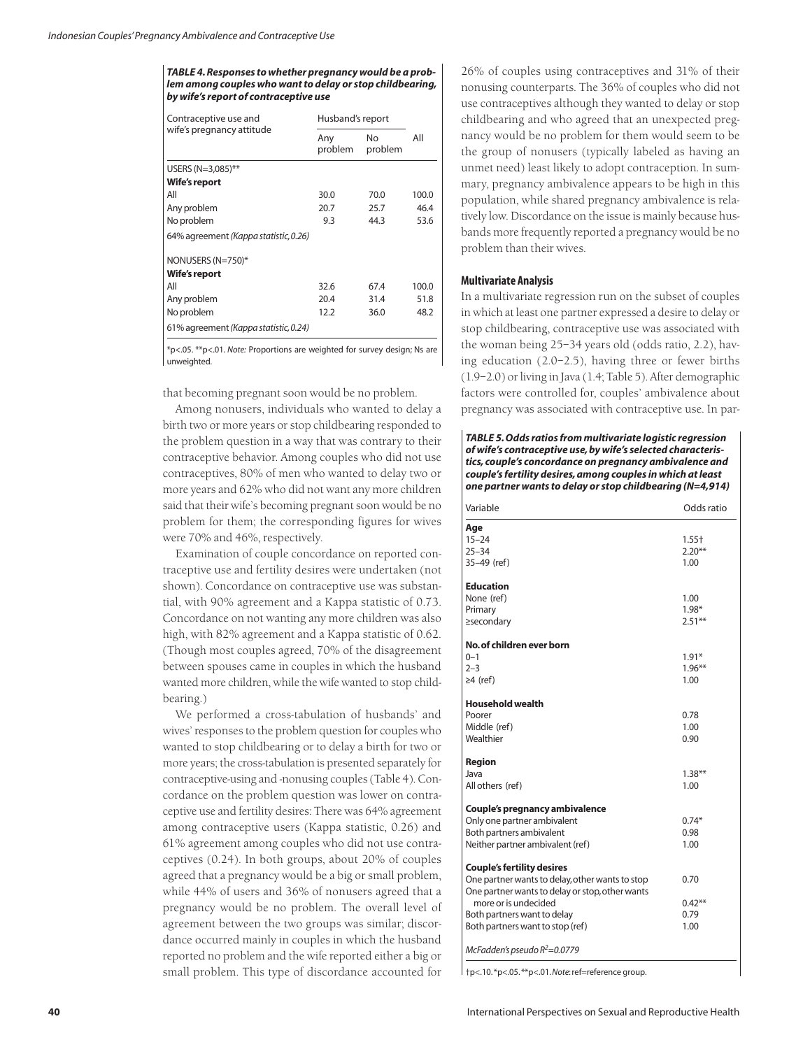**TABLE 4. Responses to whether pregnancy would be a problem among couples who want to delay or stop childbearing, by wife's report of contraceptive use**

| Contraceptive use and wife's pregnancy attitude | Husband's report | | |
|---|---|---|---|
| | Any problem | No problem | All |
| USERS (N=3,085)** | | | |
| **Wife's report** | | | |
| All | 30.0 | 70.0 | 100.0 |
| Any problem | 20.7 | 25.7 | 46.4 |
| No problem | 9.3 | 44.3 | 53.6 |
| 64% agreement *(Kappa statistic, 0.26)* | | | |
| NONUSERS (N=750)* | | | |
| **Wife's report** | | | |
| All | 32.6 | 67.4 | 100.0 |
| Any problem | 20.4 | 31.4 | 51.8 |
| No problem | 12.2 | 36.0 | 48.2 |
| 61% agreement *(Kappa statistic, 0.24)* | | | |

*p<.05. **p<.01. *Note:* Proportions are weighted for survey design; Ns are unweighted.

that becoming pregnant soon would be no problem.

Among nonusers, individuals who wanted to delay a birth two or more years or stop childbearing responded to the problem question in a way that was contrary to their contraceptive behavior. Among couples who did not use contraceptives, 80% of men who wanted to delay two or more years and 62% who did not want any more children said that their wife's becoming pregnant soon would be no problem for them; the corresponding figures for wives were 70% and 46%, respectively.

Examination of couple concordance on reported contraceptive use and fertility desires were undertaken (not shown). Concordance on contraceptive use was substantial, with 90% agreement and a Kappa statistic of 0.73. Concordance on not wanting any more children was also high, with 82% agreement and a Kappa statistic of 0.62. (Though most couples agreed, 70% of the disagreement between spouses came in couples in which the husband wanted more children, while the wife wanted to stop childbearing.)

We performed a cross-tabulation of husbands' and wives' responses to the problem question for couples who wanted to stop childbearing or to delay a birth for two or more years; the cross-tabulation is presented separately for contraceptive-using and -nonusing couples (Table 4). Concordance on the problem question was lower on contraceptive use and fertility desires: There was 64% agreement among contraceptive users (Kappa statistic, 0.26) and 61% agreement among couples who did not use contraceptives (0.24). In both groups, about 20% of couples agreed that a pregnancy would be a big or small problem, while 44% of users and 36% of nonusers agreed that a pregnancy would be no problem. The overall level of agreement between the two groups was similar; discordance occurred mainly in couples in which the husband reported no problem and the wife reported either a big or small problem. This type of discordance accounted for 26% of couples using contraceptives and 31% of their nonusing counterparts. The 36% of couples who did not use contraceptives although they wanted to delay or stop childbearing and who agreed that an unexpected pregnancy would be no problem for them would seem to be the group of nonusers (typically labeled as having an unmet need) least likely to adopt contraception. In summary, pregnancy ambivalence appears to be high in this population, while shared pregnancy ambivalence is relatively low. Discordance on the issue is mainly because husbands more frequently reported a pregnancy would be no problem than their wives.

### Multivariate Analysis

In a multivariate regression run on the subset of couples in which at least one partner expressed a desire to delay or stop childbearing, contraceptive use was associated with the woman being 25–34 years old (odds ratio, 2.2), having education (2.0–2.5), having three or fewer births (1.9–2.0) or living in Java (1.4; Table 5). After demographic factors were controlled for, couples' ambivalence about pregnancy was associated with contraceptive use. In par-

**TABLE 5. Odds ratios from multivariate logistic regression of wife's contraceptive use, by wife's selected characteristics, couple's concordance on pregnancy ambivalence and couple's fertility desires, among couples in which at least one partner wants to delay or stop childbearing (N=4,914)**

| Variable | Odds ratio |
|---|---|
| **Age** | |
| 15–24 | 1.55† |
| 25–34 | 2.20** |
| 35–49 (ref) | 1.00 |
| **Education** | |
| None (ref) | 1.00 |
| Primary | 1.98* |
| ≥secondary | 2.51** |
| **No. of children ever born** | |
| 0–1 | 1.91* |
| 2–3 | 1.96** |
| ≥4 (ref) | 1.00 |
| **Household wealth** | |
| Poorer | 0.78 |
| Middle (ref) | 1.00 |
| Wealthier | 0.90 |
| **Region** | |
| Java | 1.38** |
| All others (ref) | 1.00 |
| **Couple's pregnancy ambivalence** | |
| Only one partner ambivalent | 0.74* |
| Both partners ambivalent | 0.98 |
| Neither partner ambivalent (ref) | 1.00 |
| **Couple's fertility desires** | |
| One partner wants to delay, other wants to stop | 0.70 |
| One partner wants to delay or stop, other wants more or is undecided | 0.42** |
| Both partners want to delay | 0.79 |
| Both partners want to stop (ref) | 1.00 |
| *McFadden's pseudo $R^2$=0.0779* | |

†p<.10. *p<.05. **p<.01. *Note:* ref=reference group.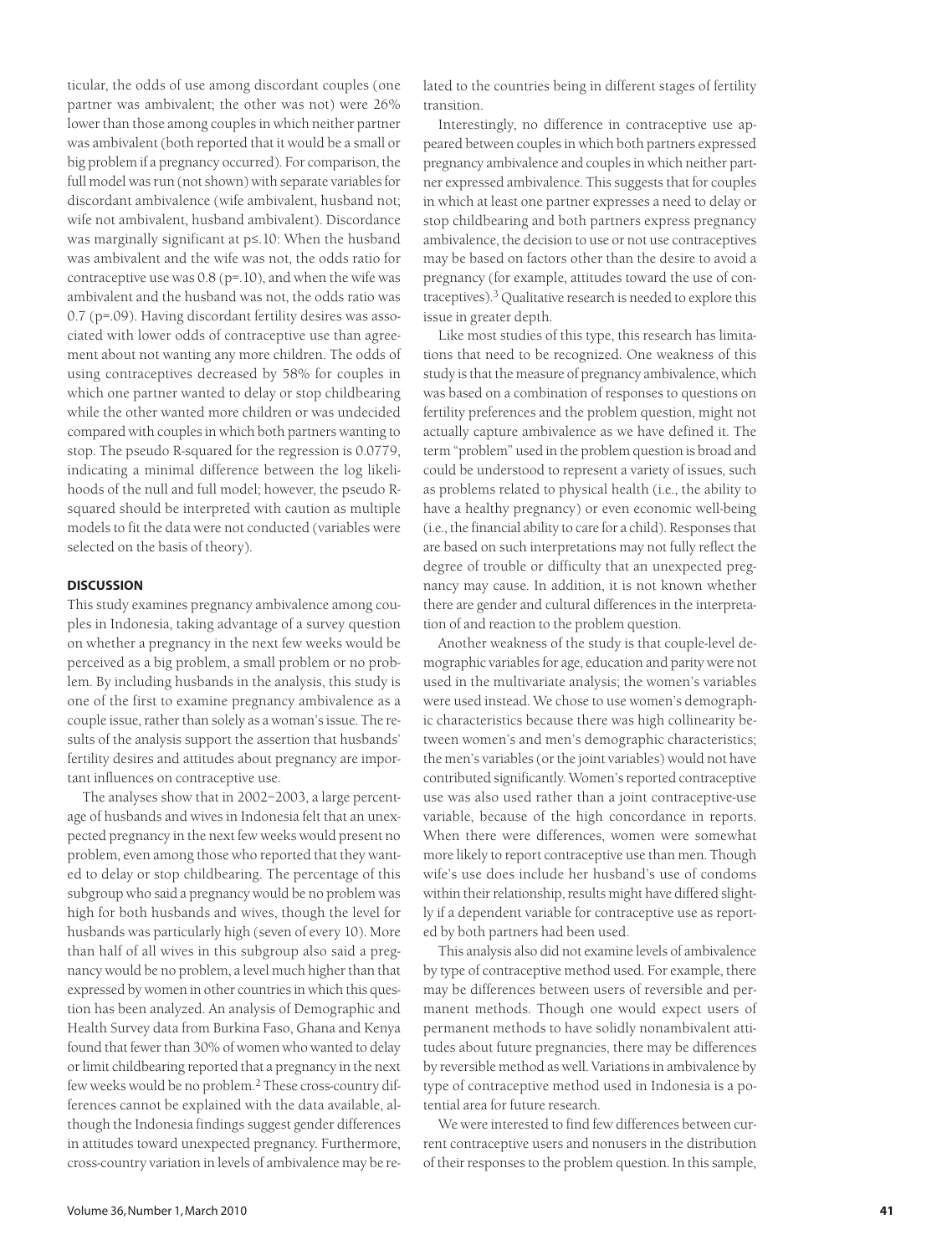ticular, the odds of use among discordant couples (one partner was ambivalent; the other was not) were 26% lower than those among couples in which neither partner was ambivalent (both reported that it would be a small or big problem if a pregnancy occurred). For comparison, the full model was run (not shown) with separate variables for discordant ambivalence (wife ambivalent, husband not; wife not ambivalent, husband ambivalent). Discordance was marginally significant at $p \leq .10$: When the husband was ambivalent and the wife was not, the odds ratio for contraceptive use was 0.8 ($p = .10$), and when the wife was ambivalent and the husband was not, the odds ratio was 0.7 ($p = .09$). Having discordant fertility desires was associated with lower odds of contraceptive use than agreement about not wanting any more children. The odds of using contraceptives decreased by 58% for couples in which one partner wanted to delay or stop childbearing while the other wanted more children or was undecided compared with couples in which both partners wanting to stop. The pseudo R-squared for the regression is 0.0779, indicating a minimal difference between the log likelihoods of the null and full model; however, the pseudo R-squared should be interpreted with caution as multiple models to fit the data were not conducted (variables were selected on the basis of theory).

## DISCUSSION

This study examines pregnancy ambivalence among couples in Indonesia, taking advantage of a survey question on whether a pregnancy in the next few weeks would be perceived as a big problem, a small problem or no problem. By including husbands in the analysis, this study is one of the first to examine pregnancy ambivalence as a couple issue, rather than solely as a woman's issue. The results of the analysis support the assertion that husbands' fertility desires and attitudes about pregnancy are important influences on contraceptive use.

The analyses show that in 2002–2003, a large percentage of husbands and wives in Indonesia felt that an unexpected pregnancy in the next few weeks would present no problem, even among those who reported that they wanted to delay or stop childbearing. The percentage of this subgroup who said a pregnancy would be no problem was high for both husbands and wives, though the level for husbands was particularly high (seven of every 10). More than half of all wives in this subgroup also said a pregnancy would be no problem, a level much higher than that expressed by women in other countries in which this question has been analyzed. An analysis of Demographic and Health Survey data from Burkina Faso, Ghana and Kenya found that fewer than 30% of women who wanted to delay or limit childbearing reported that a pregnancy in the next few weeks would be no problem.[2] These cross-country differences cannot be explained with the data available, although the Indonesia findings suggest gender differences in attitudes toward unexpected pregnancy. Furthermore, cross-country variation in levels of ambivalence may be related to the countries being in different stages of fertility transition.

Interestingly, no difference in contraceptive use appeared between couples in which both partners expressed pregnancy ambivalence and couples in which neither partner expressed ambivalence. This suggests that for couples in which at least one partner expresses a need to delay or stop childbearing and both partners express pregnancy ambivalence, the decision to use or not use contraceptives may be based on factors other than the desire to avoid a pregnancy (for example, attitudes toward the use of contraceptives).[3] Qualitative research is needed to explore this issue in greater depth.

Like most studies of this type, this research has limitations that need to be recognized. One weakness of this study is that the measure of pregnancy ambivalence, which was based on a combination of responses to questions on fertility preferences and the problem question, might not actually capture ambivalence as we have defined it. The term "problem" used in the problem question is broad and could be understood to represent a variety of issues, such as problems related to physical health (i.e., the ability to have a healthy pregnancy) or even economic well-being (i.e., the financial ability to care for a child). Responses that are based on such interpretations may not fully reflect the degree of trouble or difficulty that an unexpected pregnancy may cause. In addition, it is not known whether there are gender and cultural differences in the interpretation of and reaction to the problem question.

Another weakness of the study is that couple-level demographic variables for age, education and parity were not used in the multivariate analysis; the women's variables were used instead. We chose to use women's demographic characteristics because there was high collinearity between women's and men's demographic characteristics; the men's variables (or the joint variables) would not have contributed significantly. Women's reported contraceptive use was also used rather than a joint contraceptive-use variable, because of the high concordance in reports. When there were differences, women were somewhat more likely to report contraceptive use than men. Though wife's use does include her husband's use of condoms within their relationship, results might have differed slightly if a dependent variable for contraceptive use as reported by both partners had been used.

This analysis also did not examine levels of ambivalence by type of contraceptive method used. For example, there may be differences between users of reversible and permanent methods. Though one would expect users of permanent methods to have solidly nonambivalent attitudes about future pregnancies, there may be differences by reversible method as well. Variations in ambivalence by type of contraceptive method used in Indonesia is a potential area for future research.

We were interested to find few differences between current contraceptive users and nonusers in the distribution of their responses to the problem question. In this sample,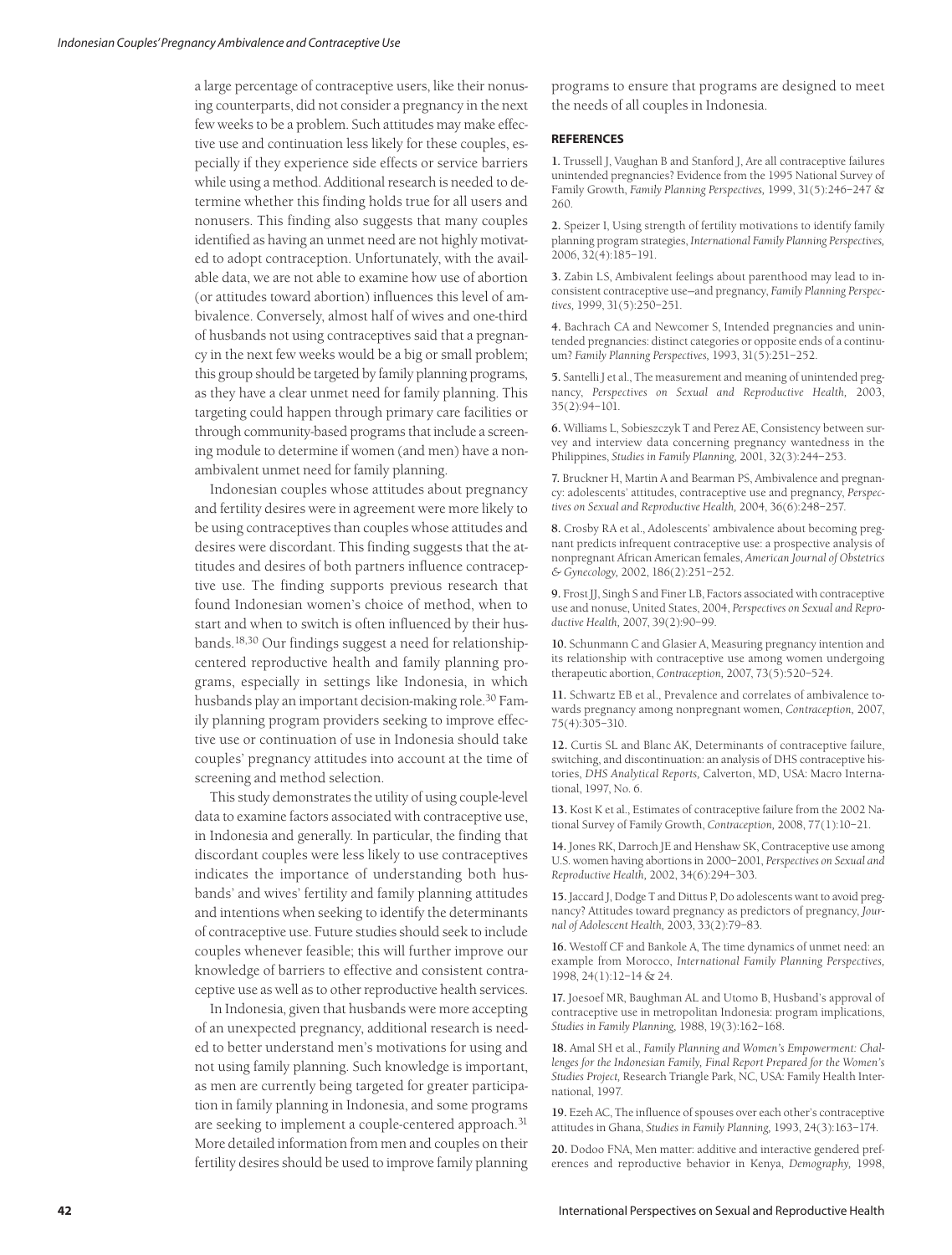a large percentage of contraceptive users, like their nonusing counterparts, did not consider a pregnancy in the next few weeks to be a problem. Such attitudes may make effective use and continuation less likely for these couples, especially if they experience side effects or service barriers while using a method. Additional research is needed to determine whether this finding holds true for all users and nonusers. This finding also suggests that many couples identified as having an unmet need are not highly motivated to adopt contraception. Unfortunately, with the available data, we are not able to examine how use of abortion (or attitudes toward abortion) influences this level of ambivalence. Conversely, almost half of wives and one-third of husbands not using contraceptives said that a pregnancy in the next few weeks would be a big or small problem; this group should be targeted by family planning programs, as they have a clear unmet need for family planning. This targeting could happen through primary care facilities or through community-based programs that include a screening module to determine if women (and men) have a nonambivalent unmet need for family planning.

Indonesian couples whose attitudes about pregnancy and fertility desires were in agreement were more likely to be using contraceptives than couples whose attitudes and desires were discordant. This finding suggests that the attitudes and desires of both partners influence contraceptive use. The finding supports previous research that found Indonesian women's choice of method, when to start and when to switch is often influenced by their husbands.[18,30] Our findings suggest a need for relationship-centered reproductive health and family planning programs, especially in settings like Indonesia, in which husbands play an important decision-making role.[30] Family planning program providers seeking to improve effective use or continuation of use in Indonesia should take couples' pregnancy attitudes into account at the time of screening and method selection.

This study demonstrates the utility of using couple-level data to examine factors associated with contraceptive use, in Indonesia and generally. In particular, the finding that discordant couples were less likely to use contraceptives indicates the importance of understanding both husbands' and wives' fertility and family planning attitudes and intentions when seeking to identify the determinants of contraceptive use. Future studies should seek to include couples whenever feasible; this will further improve our knowledge of barriers to effective and consistent contraceptive use as well as to other reproductive health services.

In Indonesia, given that husbands were more accepting of an unexpected pregnancy, additional research is needed to better understand men's motivations for using and not using family planning. Such knowledge is important, as men are currently being targeted for greater participation in family planning in Indonesia, and some programs are seeking to implement a couple-centered approach.[31] More detailed information from men and couples on their fertility desires should be used to improve family planning programs to ensure that programs are designed to meet the needs of all couples in Indonesia.

## REFERENCES

**1.** Trussell J, Vaughan B and Stanford J, Are all contraceptive failures unintended pregnancies? Evidence from the 1995 National Survey of Family Growth, *Family Planning Perspectives,* 1999, 31(5):246–247 & 260.

**2.** Speizer I, Using strength of fertility motivations to identify family planning program strategies, *International Family Planning Perspectives,* 2006, 32(4):185–191.

**3.** Zabin LS, Ambivalent feelings about parenthood may lead to inconsistent contraceptive use—and pregnancy, *Family Planning Perspectives,* 1999, 31(5):250–251.

**4.** Bachrach CA and Newcomer S, Intended pregnancies and unintended pregnancies: distinct categories or opposite ends of a continuum? *Family Planning Perspectives,* 1993, 31(5):251–252.

**5.** Santelli J et al., The measurement and meaning of unintended pregnancy, *Perspectives on Sexual and Reproductive Health,* 2003, 35(2):94–101.

**6.** Williams L, Sobieszczyk T and Perez AE, Consistency between survey and interview data concerning pregnancy wantedness in the Philippines, *Studies in Family Planning,* 2001, 32(3):244–253.

**7.** Bruckner H, Martin A and Bearman PS, Ambivalence and pregnancy: adolescents' attitudes, contraceptive use and pregnancy, *Perspectives on Sexual and Reproductive Health,* 2004, 36(6):248–257.

**8.** Crosby RA et al., Adolescents' ambivalence about becoming pregnant predicts infrequent contraceptive use: a prospective analysis of nonpregnant African American females, *American Journal of Obstetrics & Gynecology,* 2002, 186(2):251–252.

**9.** Frost JJ, Singh S and Finer LB, Factors associated with contraceptive use and nonuse, United States, 2004, *Perspectives on Sexual and Reproductive Health,* 2007, 39(2):90–99.

**10.** Schunmann C and Glasier A, Measuring pregnancy intention and its relationship with contraceptive use among women undergoing therapeutic abortion, *Contraception,* 2007, 73(5):520–524.

**11.** Schwartz EB et al., Prevalence and correlates of ambivalence towards pregnancy among nonpregnant women, *Contraception,* 2007, 75(4):305–310.

**12.** Curtis SL and Blanc AK, Determinants of contraceptive failure, switching, and discontinuation: an analysis of DHS contraceptive histories, *DHS Analytical Reports,* Calverton, MD, USA: Macro International, 1997, No. 6.

**13.** Kost K et al., Estimates of contraceptive failure from the 2002 National Survey of Family Growth, *Contraception,* 2008, 77(1):10–21.

**14.** Jones RK, Darroch JE and Henshaw SK, Contraceptive use among U.S. women having abortions in 2000–2001, *Perspectives on Sexual and Reproductive Health,* 2002, 34(6):294–303.

**15.** Jaccard J, Dodge T and Dittus P, Do adolescents want to avoid pregnancy? Attitudes toward pregnancy as predictors of pregnancy, *Journal of Adolescent Health,* 2003, 33(2):79–83.

**16.** Westoff CF and Bankole A, The time dynamics of unmet need: an example from Morocco, *International Family Planning Perspectives,* 1998, 24(1):12–14 & 24.

**17.** Joesoef MR, Baughman AL and Utomo B, Husband's approval of contraceptive use in metropolitan Indonesia: program implications, *Studies in Family Planning,* 1988, 19(3):162–168.

**18.** Amal SH et al., *Family Planning and Women's Empowerment: Challenges for the Indonesian Family, Final Report Prepared for the Women's Studies Project,* Research Triangle Park, NC, USA: Family Health International, 1997.

**19.** Ezeh AC, The influence of spouses over each other's contraceptive attitudes in Ghana, *Studies in Family Planning,* 1993, 24(3):163–174.

**20.** Dodoo FNA, Men matter: additive and interactive gendered preferences and reproductive behavior in Kenya, *Demography,* 1998,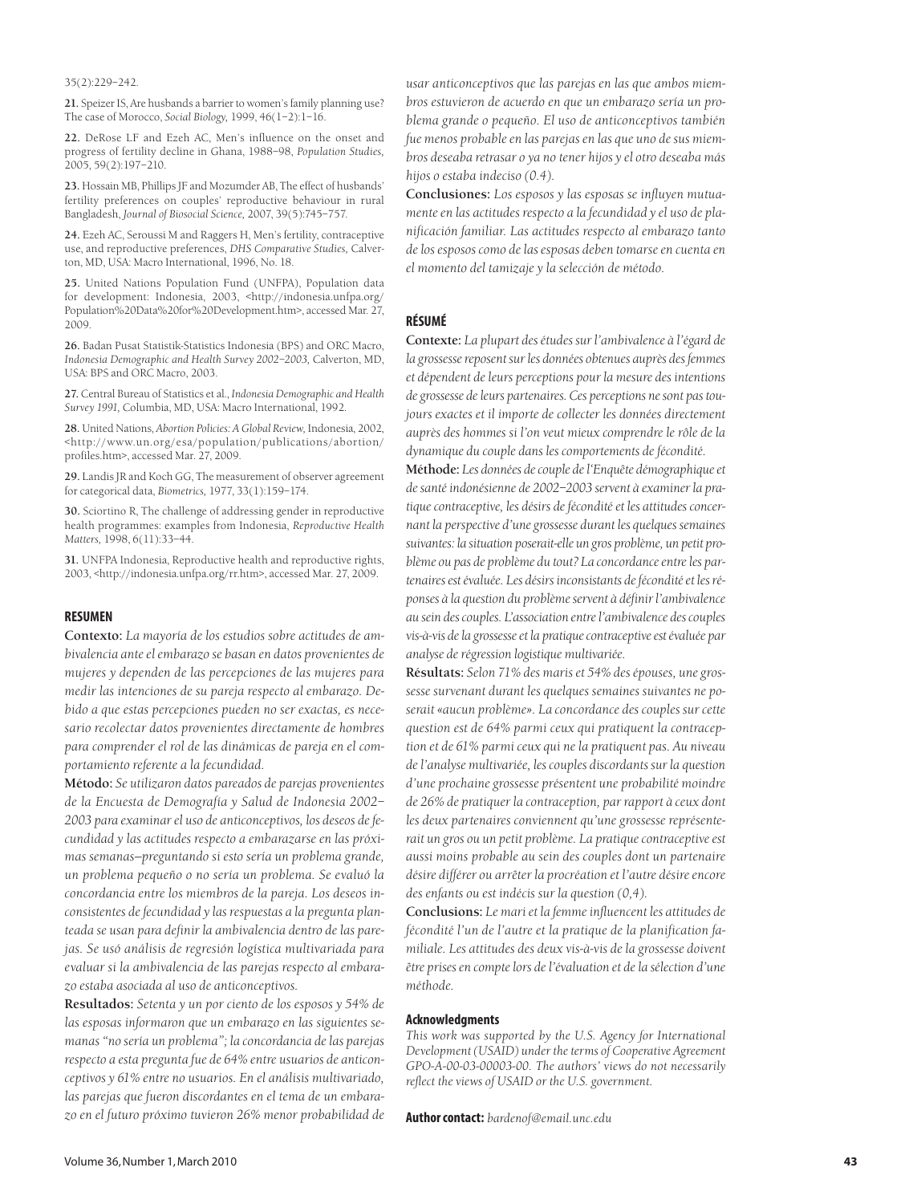35(2):229–242.

**21.** Speizer IS, Are husbands a barrier to women's family planning use? The case of Morocco, *Social Biology,* 1999, 46(1–2):1–16.

**22.** DeRose LF and Ezeh AC, Men's influence on the onset and progress of fertility decline in Ghana, 1988–98, *Population Studies,* 2005, 59(2):197–210.

**23.** Hossain MB, Phillips JF and Mozumder AB, The effect of husbands' fertility preferences on couples' reproductive behaviour in rural Bangladesh, *Journal of Biosocial Science,* 2007, 39(5):745–757.

**24.** Ezeh AC, Seroussi M and Raggers H, Men's fertility, contraceptive use, and reproductive preferences, *DHS Comparative Studies,* Calverton, MD, USA: Macro International, 1996, No. 18.

**25.** United Nations Population Fund (UNFPA), Population data for development: Indonesia, 2003, <http://indonesia.unfpa.org/Population%20Data%20for%20Development.htm>, accessed Mar. 27, 2009.

**26.** Badan Pusat Statistik-Statistics Indonesia (BPS) and ORC Macro, *Indonesia Demographic and Health Survey 2002–2003,* Calverton, MD, USA: BPS and ORC Macro, 2003.

**27.** Central Bureau of Statistics et al., *Indonesia Demographic and Health Survey 1991,* Columbia, MD, USA: Macro International, 1992.

**28.** United Nations, *Abortion Policies: A Global Review,* Indonesia, 2002, <http://www.un.org/esa/population/publications/abortion/profiles.htm>, accessed Mar. 27, 2009.

**29.** Landis JR and Koch GG, The measurement of observer agreement for categorical data, *Biometrics,* 1977, 33(1):159–174.

**30.** Sciortino R, The challenge of addressing gender in reproductive health programmes: examples from Indonesia, *Reproductive Health Matters,* 1998, 6(11):33–44.

**31.** UNFPA Indonesia, Reproductive health and reproductive rights, 2003, <http://indonesia.unfpa.org/rr.htm>, accessed Mar. 27, 2009.

## RESUMEN

**Contexto:** *La mayoría de los estudios sobre actitudes de ambivalencia ante el embarazo se basan en datos provenientes de mujeres y dependen de las percepciones de las mujeres para medir las intenciones de su pareja respecto al embarazo. Debido a que estas percepciones pueden no ser exactas, es necesario recolectar datos provenientes directamente de hombres para comprender el rol de las dinámicas de pareja en el comportamiento referente a la fecundidad.*

**Método:** *Se utilizaron datos pareados de parejas provenientes de la Encuesta de Demografía y Salud de Indonesia 2002–2003 para examinar el uso de anticonceptivos, los deseos de fecundidad y las actitudes respecto a embarazarse en las próximas semanas—preguntando si esto sería un problema grande, un problema pequeño o no sería un problema. Se evaluó la concordancia entre los miembros de la pareja. Los deseos inconsistentes de fecundidad y las respuestas a la pregunta planteada se usan para definir la ambivalencia dentro de las parejas. Se usó análisis de regresión logística multivariada para evaluar si la ambivalencia de las parejas respecto al embarazo estaba asociada al uso de anticonceptivos.*

**Resultados:** *Setenta y un por ciento de los esposos y 54% de las esposas informaron que un embarazo en las siguientes semanas "no sería un problema"; la concordancia de las parejas respecto a esta pregunta fue de 64% entre usuarios de anticonceptivos y 61% entre no usuarios. En el análisis multivariado, las parejas que fueron discordantes en el tema de un embarazo en el futuro próximo tuvieron 26% menor probabilidad de usar anticonceptivos que las parejas en las que ambos miembros estuvieron de acuerdo en que un embarazo sería un problema grande o pequeño. El uso de anticonceptivos también fue menos probable en las parejas en las que uno de sus miembros deseaba retrasar o ya no tener hijos y el otro deseaba más hijos o estaba indeciso (0.4).*

**Conclusiones:** *Los esposos y las esposas se influyen mutuamente en las actitudes respecto a la fecundidad y el uso de planificación familiar. Las actitudes respecto al embarazo tanto de los esposos como de las esposas deben tomarse en cuenta en el momento del tamizaje y la selección de método.*

## RÉSUMÉ

**Contexte:** *La plupart des études sur l'ambivalence à l'égard de la grossesse reposent sur les données obtenues auprès des femmes et dépendent de leurs perceptions pour la mesure des intentions de grossesse de leurs partenaires. Ces perceptions ne sont pas toujours exactes et il importe de collecter les données directement auprès des hommes si l'on veut mieux comprendre le rôle de la dynamique du couple dans les comportements de fécondité.*

**Méthode:** *Les données de couple de l'Enquête démographique et de santé indonésienne de 2002–2003 servent à examiner la pratique contraceptive, les désirs de fécondité et les attitudes concernant la perspective d'une grossesse durant les quelques semaines suivantes: la situation poserait-elle un gros problème, un petit problème ou pas de problème du tout? La concordance entre les partenaires est évaluée. Les désirs inconsistants de fécondité et les réponses à la question du problème servent à définir l'ambivalence au sein des couples. L'association entre l'ambivalence des couples vis-à-vis de la grossesse et la pratique contraceptive est évaluée par analyse de régression logistique multivariée.*

**Résultats:** *Selon 71% des maris et 54% des épouses, une grossesse survenant durant les quelques semaines suivantes ne poserait «aucun problème». La concordance des couples sur cette question est de 64% parmi ceux qui pratiquent la contraception et de 61% parmi ceux qui ne la pratiquent pas. Au niveau de l'analyse multivariée, les couples discordants sur la question d'une prochaine grossesse présentent une probabilité moindre de 26% de pratiquer la contraception, par rapport à ceux dont les deux partenaires conviennent qu'une grossesse représenterait un gros ou un petit problème. La pratique contraceptive est aussi moins probable au sein des couples dont un partenaire désire différer ou arrêter la procréation et l'autre désire encore des enfants ou est indécis sur la question (0,4).*

**Conclusions:** *Le mari et la femme influencent les attitudes de fécondité l'un de l'autre et la pratique de la planification familiale. Les attitudes des deux vis-à-vis de la grossesse doivent être prises en compte lors de l'évaluation et de la sélection d'une méthode.*

### Acknowledgments

*This work was supported by the U.S. Agency for International Development (USAID) under the terms of Cooperative Agreement GPO-A-00-03-00003-00. The authors' views do not necessarily reflect the views of USAID or the U.S. government.*

**Author contact:** *bardenof@email.unc.edu*